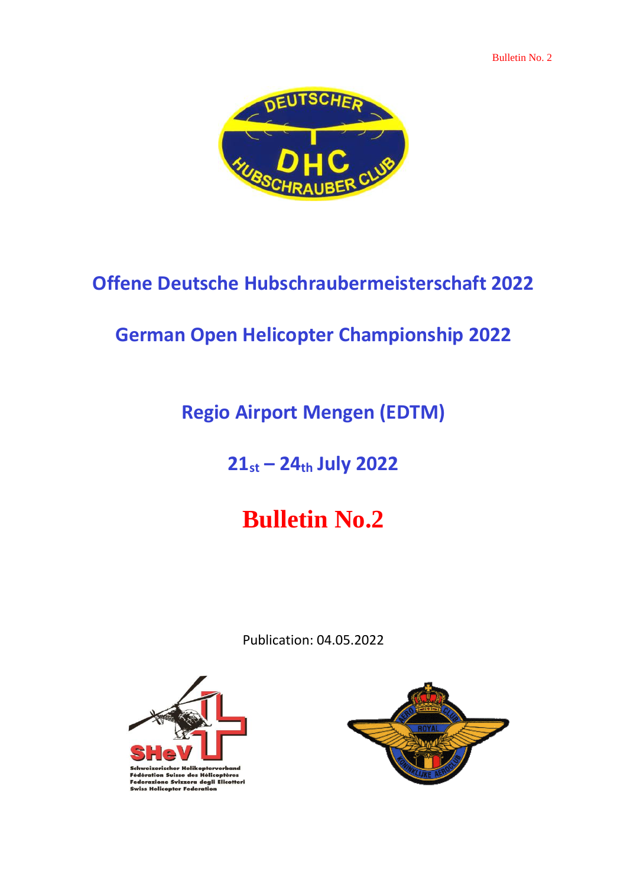# Offene Deutsche Hubschraubermeisterschaft 2022

# German Open Helicopter Championship 2022

## Regio Airport Mengen (EDTM)

## 21st – 24th July 2022

# Bulletin No.2

Publication: 04.05.2022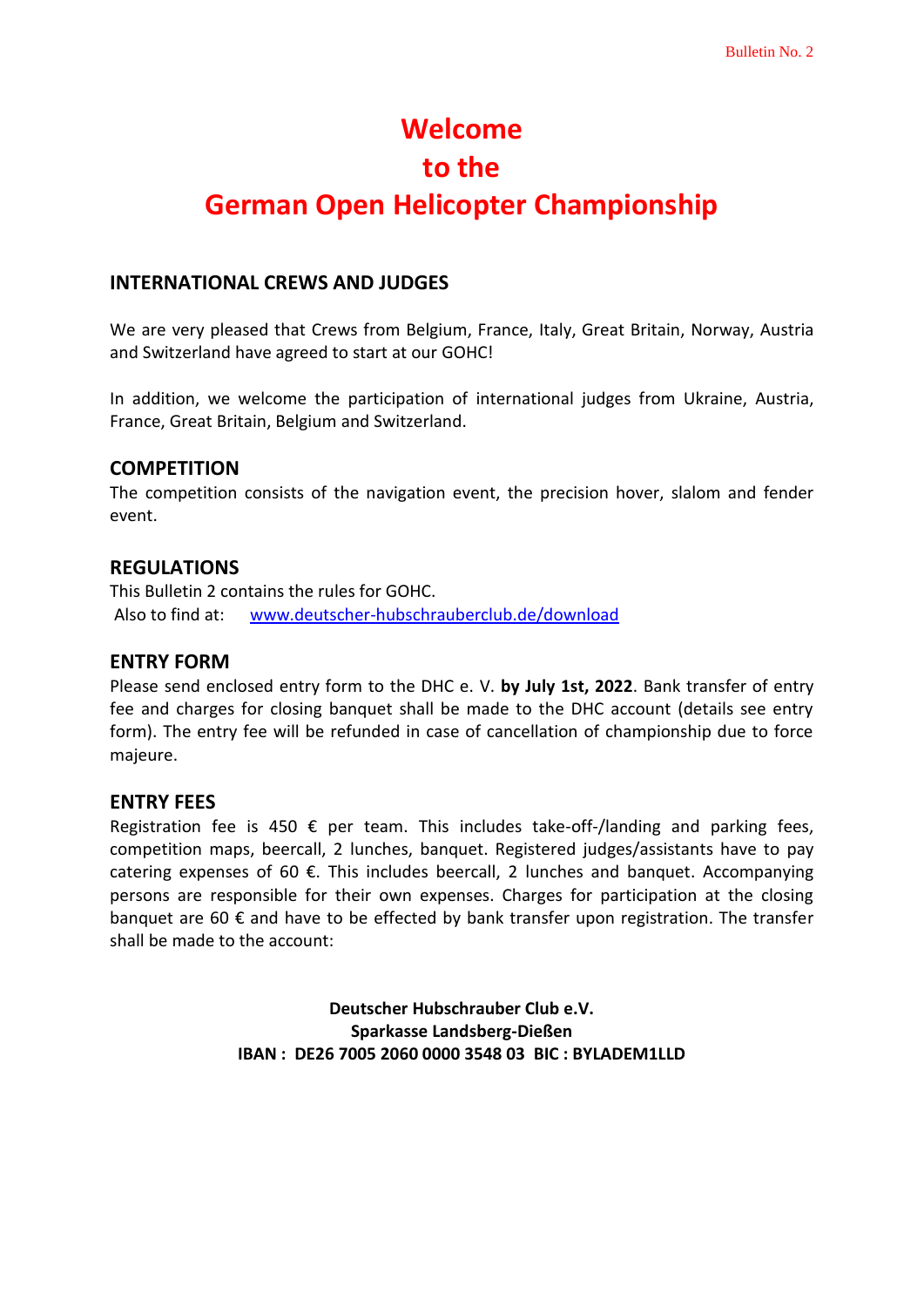# Welcome
# to the
# German Open Helicopter Championship

## INTERNATIONAL CREWS AND JUDGES

We are very pleased that Crews from Belgium, France, Italy, Great Britain, Norway, Austria and Switzerland have agreed to start at our GOHC!

In addition, we welcome the participation of international judges from Ukraine, Austria, France, Great Britain, Belgium and Switzerland.

## COMPETITION

The competition consists of the navigation event, the precision hover, slalom and fender event.

## REGULATIONS

This Bulletin 2 contains the rules for GOHC.
Also to find at: [www.deutscher-hubschrauberclub.de/download](www.deutscher-hubschrauberclub.de/download)

## ENTRY FORM

Please send enclosed entry form to the DHC e. V. **by July 1st, 2022**. Bank transfer of entry fee and charges for closing banquet shall be made to the DHC account (details see entry form). The entry fee will be refunded in case of cancellation of championship due to force majeure.

## ENTRY FEES

Registration fee is 450 € per team. This includes take-off-/landing and parking fees, competition maps, beercall, 2 lunches, banquet. Registered judges/assistants have to pay catering expenses of 60 €. This includes beercall, 2 lunches and banquet. Accompanying persons are responsible for their own expenses. Charges for participation at the closing banquet are 60 € and have to be effected by bank transfer upon registration. The transfer shall be made to the account:

**Deutscher Hubschrauber Club e.V.**
**Sparkasse Landsberg-Dießen**
**IBAN : DE26 7005 2060 0000 3548 03 BIC : BYLADEM1LLD**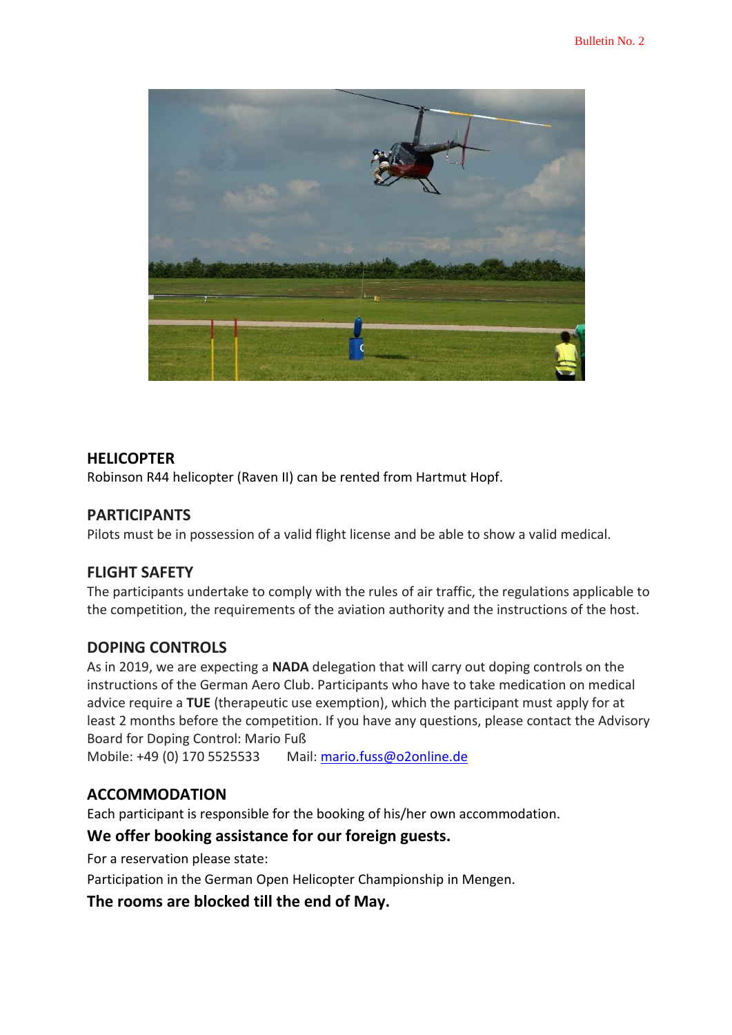## HELICOPTER

Robinson R44 helicopter (Raven II) can be rented from Hartmut Hopf.

## PARTICIPANTS

Pilots must be in possession of a valid flight license and be able to show a valid medical.

## FLIGHT SAFETY

The participants undertake to comply with the rules of air traffic, the regulations applicable to the competition, the requirements of the aviation authority and the instructions of the host.

## DOPING CONTROLS

As in 2019, we are expecting a **NADA** delegation that will carry out doping controls on the instructions of the German Aero Club. Participants who have to take medication on medical advice require a **TUE** (therapeutic use exemption), which the participant must apply for at least 2 months before the competition. If you have any questions, please contact the Advisory Board for Doping Control: Mario Fuß
Mobile: +49 (0) 170 5525533    Mail: [mario.fuss@o2online.de](mailto:mario.fuss@o2online.de)

## ACCOMMODATION

Each participant is responsible for the booking of his/her own accommodation.

**We offer booking assistance for our foreign guests.**

For a reservation please state:

Participation in the German Open Helicopter Championship in Mengen.

**The rooms are blocked till the end of May.**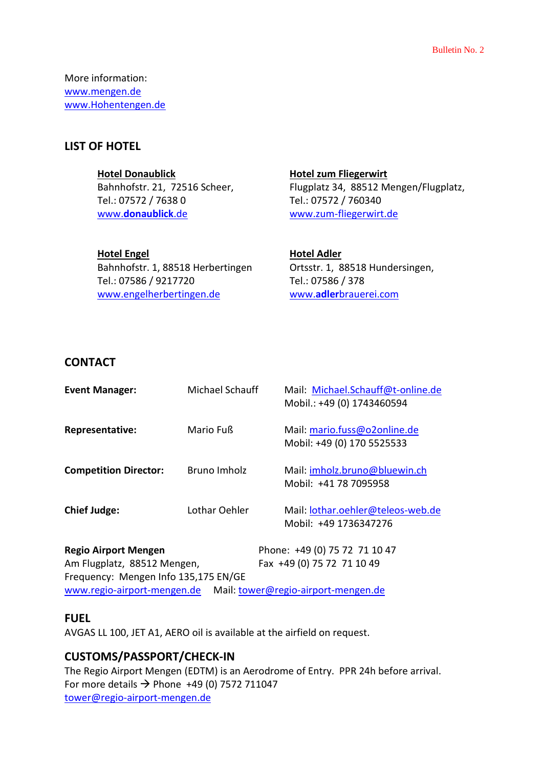More information:
www.mengen.de
www.Hohentengen.de

## LIST OF HOTEL

**Hotel Donaublick**
Bahnhofstr. 21, 72516 Scheer,
Tel.: 07572 / 7638 0
www.donaublick.de

**Hotel zum Fliegerwirt**
Flugplatz 34, 88512 Mengen/Flugplatz,
Tel.: 07572 / 760340
www.zum-fliegerwirt.de

**Hotel Engel**
Bahnhofstr. 1, 88518 Herbertingen
Tel.: 07586 / 9217720
www.engelherbertingen.de

**Hotel Adler**
Ortsstr. 1, 88518 Hundersingen,
Tel.: 07586 / 378
www.adlerbrauerei.com

## CONTACT

| | | |
|---|---|---|
| **Event Manager:** | Michael Schauff | Mail: Michael.Schauff@t-online.de<br>Mobil.: +49 (0) 1743460594 |
| **Representative:** | Mario Fuß | Mail: mario.fuss@o2online.de<br>Mobil: +49 (0) 170 5525533 |
| **Competition Director:** | Bruno Imholz | Mail: imholz.bruno@bluewin.ch<br>Mobil: +41 78 7095958 |
| **Chief Judge:** | Lothar Oehler | Mail: lothar.oehler@teleos-web.de<br>Mobil: +49 1736347276 |

**Regio Airport Mengen**
Am Flugplatz, 88512 Mengen,
Frequency: Mengen Info 135,175 EN/GE
www.regio-airport-mengen.de Mail: tower@regio-airport-mengen.de

Phone: +49 (0) 75 72 71 10 47
Fax +49 (0) 75 72 71 10 49

## FUEL

AVGAS LL 100, JET A1, AERO oil is available at the airfield on request.

## CUSTOMS/PASSPORT/CHECK-IN

The Regio Airport Mengen (EDTM) is an Aerodrome of Entry. PPR 24h before arrival.
For more details → Phone +49 (0) 7572 711047
tower@regio-airport-mengen.de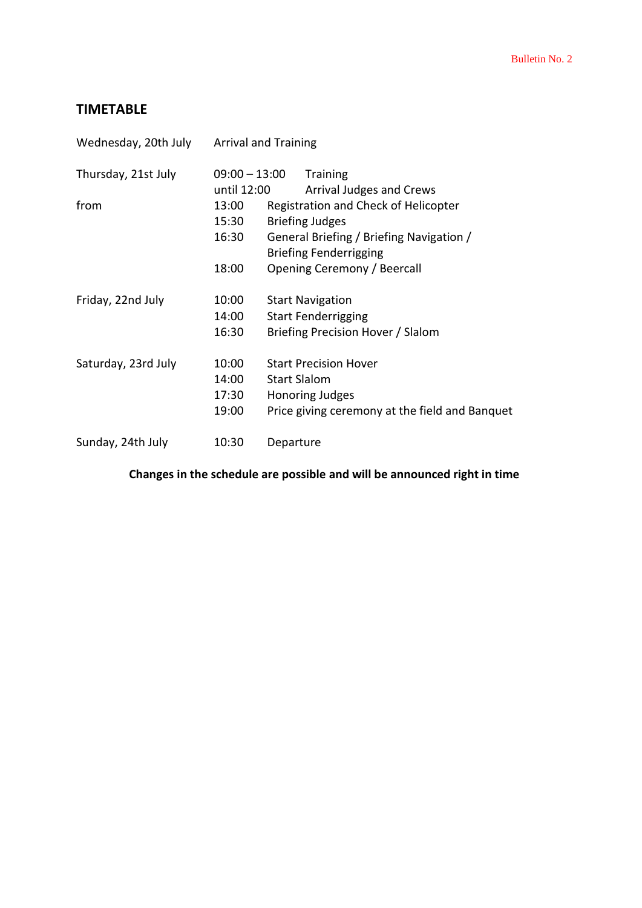## TIMETABLE

| | | |
|---|---|---|
| Wednesday, 20th July | Arrival and Training | |
| Thursday, 21st July | 09:00 – 13:00 | Training |
| | until 12:00 | Arrival Judges and Crews |
| from | 13:00 | Registration and Check of Helicopter |
| | 15:30 | Briefing Judges |
| | 16:30 | General Briefing / Briefing Navigation / Briefing Fenderrigging |
| | 18:00 | Opening Ceremony / Beercall |
| Friday, 22nd July | 10:00 | Start Navigation |
| | 14:00 | Start Fenderrigging |
| | 16:30 | Briefing Precision Hover / Slalom |
| Saturday, 23rd July | 10:00 | Start Precision Hover |
| | 14:00 | Start Slalom |
| | 17:30 | Honoring Judges |
| | 19:00 | Price giving ceremony at the field and Banquet |
| Sunday, 24th July | 10:30 | Departure |

**Changes in the schedule are possible and will be announced right in time**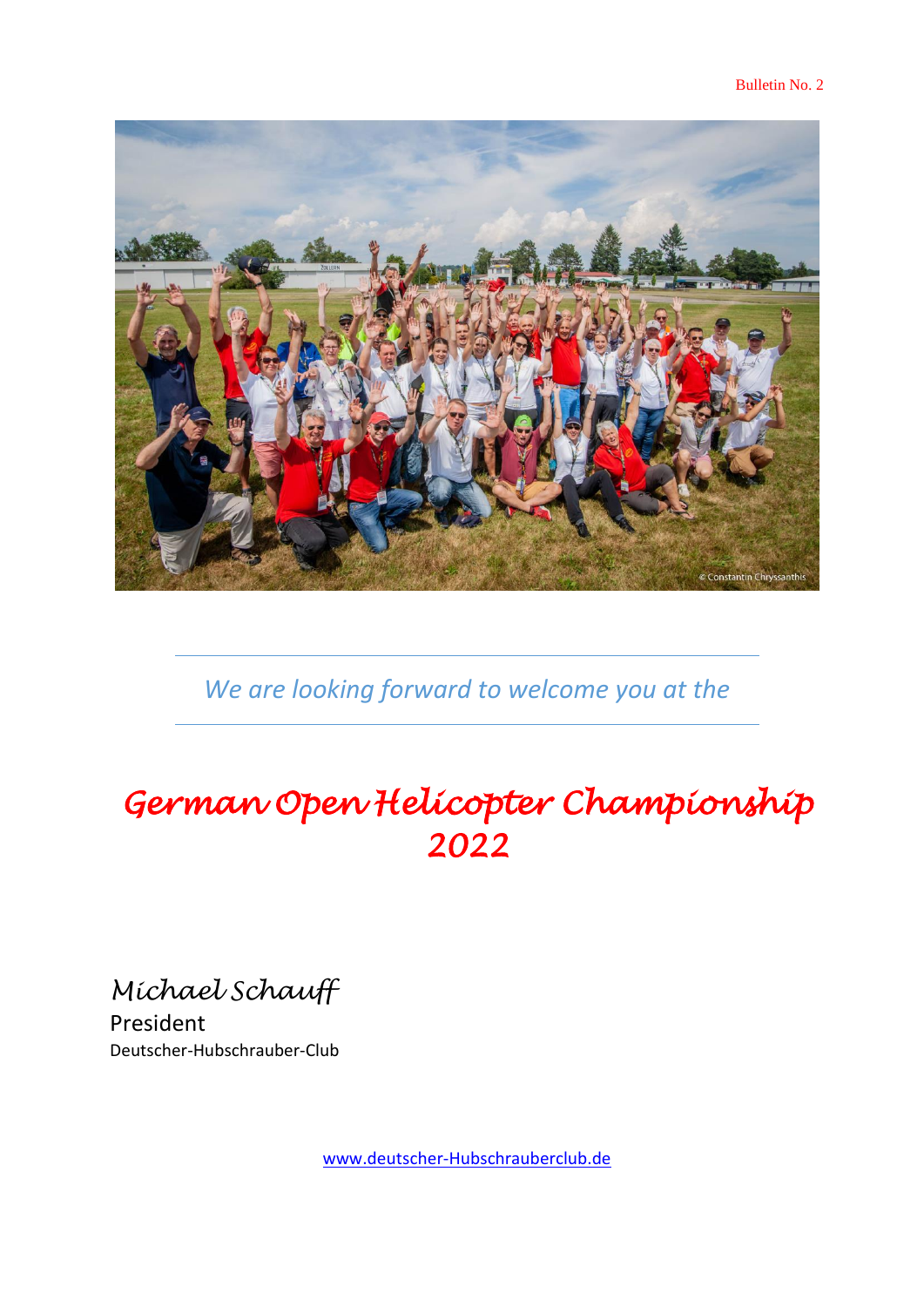Bulletin No. 2

*We are looking forward to welcome you at the*

# *German Open Helicopter Championship 2022*

*Michael Schauff*
President
Deutscher-Hubschrauber-Club

www.deutscher-Hubschrauberclub.de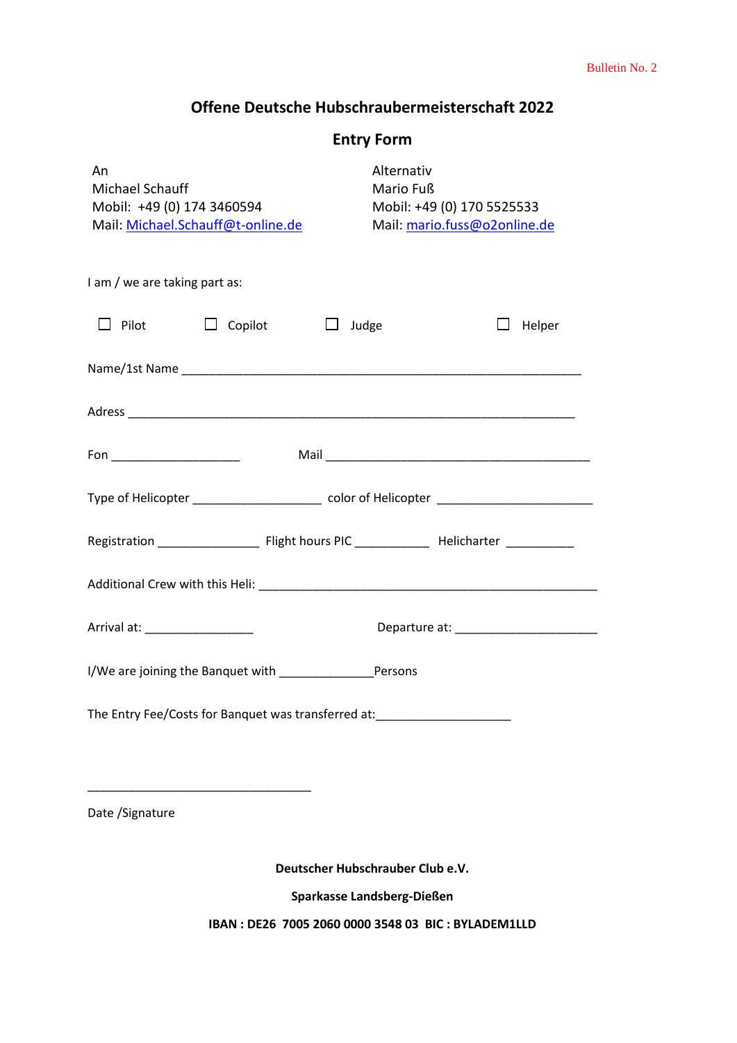Bulletin No. 2

# Offene Deutsche Hubschraubermeisterschaft 2022

## Entry Form

An
Michael Schauff
Mobil: +49 (0) 174 3460594
Mail: Michael.Schauff@t-online.de

Alternativ
Mario Fuß
Mobil: +49 (0) 170 5525533
Mail: mario.fuss@o2online.de

I am / we are taking part as:

☐ Pilot ☐ Copilot ☐ Judge ☐ Helper

Name/1st Name ____________________________________________________________

Adress ____________________________________________________________________

Fon ___________________ Mail _______________________________________

Type of Helicopter ___________________ color of Helicopter _______________________

Registration _______________ Flight hours PIC ___________ Helicharter __________

Additional Crew with this Heli: _____________________________________________________

Arrival at: ________________ Departure at: _____________________

I/We are joining the Banquet with ______________Persons

The Entry Fee/Costs for Banquet was transferred at:____________________

_________________________________

Date /Signature

**Deutscher Hubschrauber Club e.V.**

**Sparkasse Landsberg-Dießen**

**IBAN : DE26 7005 2060 0000 3548 03 BIC : BYLADEM1LLD**